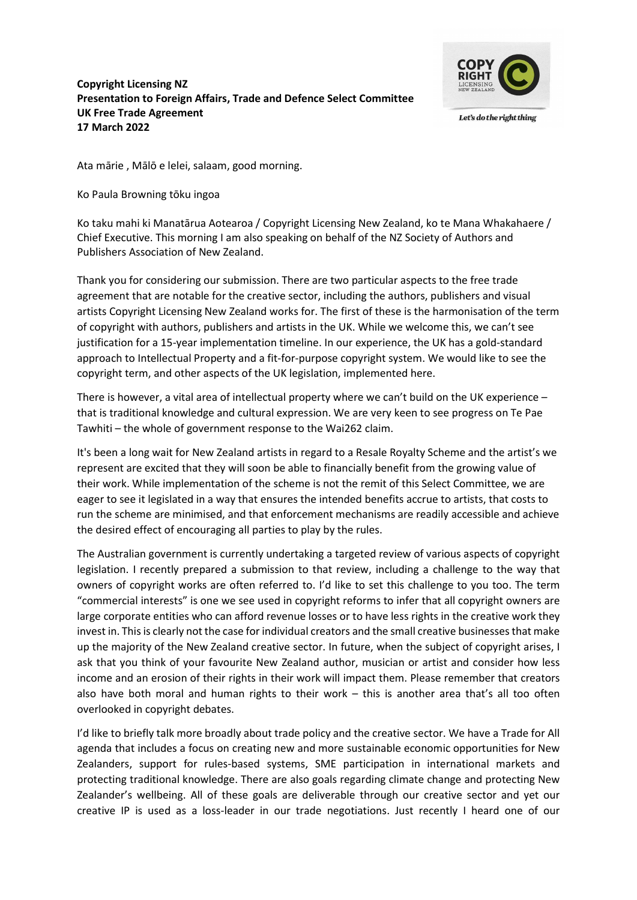**Copyright Licensing NZ**
**Presentation to Foreign Affairs, Trade and Defence Select Committee**
**UK Free Trade Agreement**
**17 March 2022**

Ata mārie , Mālō e lelei, salaam, good morning.

Ko Paula Browning tōku ingoa

Ko taku mahi ki Manatārua Aotearoa / Copyright Licensing New Zealand, ko te Mana Whakahaere / Chief Executive. This morning I am also speaking on behalf of the NZ Society of Authors and Publishers Association of New Zealand.

Thank you for considering our submission. There are two particular aspects to the free trade agreement that are notable for the creative sector, including the authors, publishers and visual artists Copyright Licensing New Zealand works for. The first of these is the harmonisation of the term of copyright with authors, publishers and artists in the UK. While we welcome this, we can't see justification for a 15-year implementation timeline. In our experience, the UK has a gold-standard approach to Intellectual Property and a fit-for-purpose copyright system. We would like to see the copyright term, and other aspects of the UK legislation, implemented here.

There is however, a vital area of intellectual property where we can't build on the UK experience – that is traditional knowledge and cultural expression. We are very keen to see progress on Te Pae Tawhiti – the whole of government response to the Wai262 claim.

It's been a long wait for New Zealand artists in regard to a Resale Royalty Scheme and the artist's we represent are excited that they will soon be able to financially benefit from the growing value of their work. While implementation of the scheme is not the remit of this Select Committee, we are eager to see it legislated in a way that ensures the intended benefits accrue to artists, that costs to run the scheme are minimised, and that enforcement mechanisms are readily accessible and achieve the desired effect of encouraging all parties to play by the rules.

The Australian government is currently undertaking a targeted review of various aspects of copyright legislation. I recently prepared a submission to that review, including a challenge to the way that owners of copyright works are often referred to. I'd like to set this challenge to you too. The term "commercial interests" is one we see used in copyright reforms to infer that all copyright owners are large corporate entities who can afford revenue losses or to have less rights in the creative work they invest in. This is clearly not the case for individual creators and the small creative businesses that make up the majority of the New Zealand creative sector. In future, when the subject of copyright arises, I ask that you think of your favourite New Zealand author, musician or artist and consider how less income and an erosion of their rights in their work will impact them. Please remember that creators also have both moral and human rights to their work – this is another area that's all too often overlooked in copyright debates.

I'd like to briefly talk more broadly about trade policy and the creative sector. We have a Trade for All agenda that includes a focus on creating new and more sustainable economic opportunities for New Zealanders, support for rules-based systems, SME participation in international markets and protecting traditional knowledge. There are also goals regarding climate change and protecting New Zealander's wellbeing. All of these goals are deliverable through our creative sector and yet our creative IP is used as a loss-leader in our trade negotiations. Just recently I heard one of our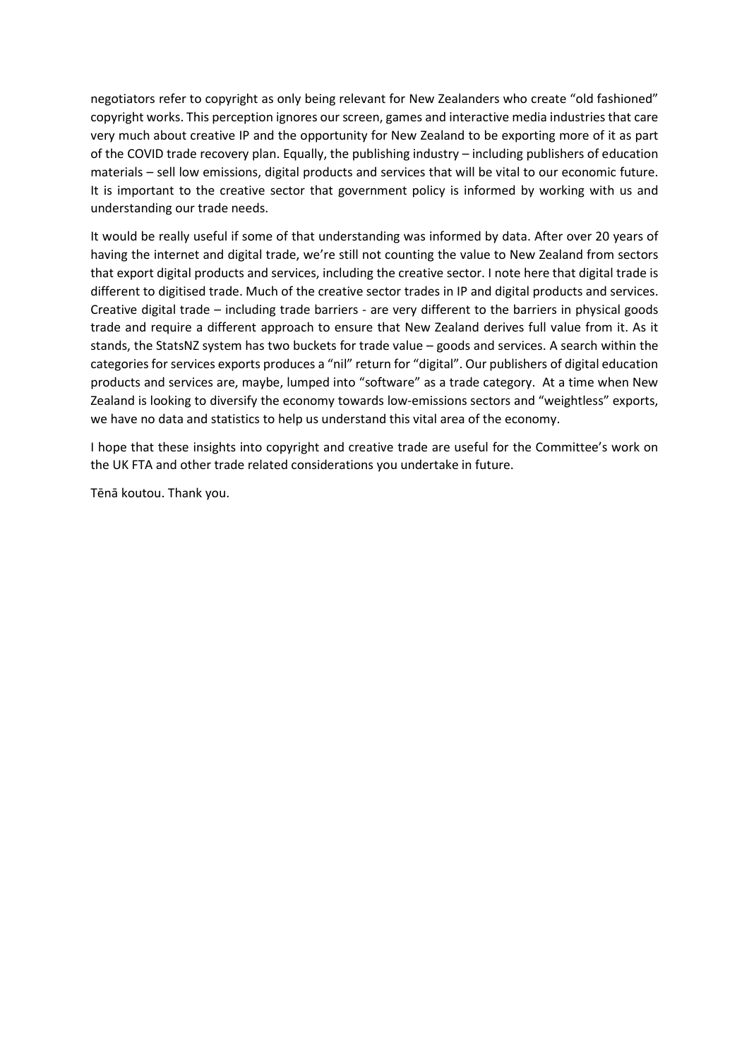negotiators refer to copyright as only being relevant for New Zealanders who create "old fashioned" copyright works. This perception ignores our screen, games and interactive media industries that care very much about creative IP and the opportunity for New Zealand to be exporting more of it as part of the COVID trade recovery plan. Equally, the publishing industry – including publishers of education materials – sell low emissions, digital products and services that will be vital to our economic future. It is important to the creative sector that government policy is informed by working with us and understanding our trade needs.

It would be really useful if some of that understanding was informed by data. After over 20 years of having the internet and digital trade, we're still not counting the value to New Zealand from sectors that export digital products and services, including the creative sector. I note here that digital trade is different to digitised trade. Much of the creative sector trades in IP and digital products and services. Creative digital trade – including trade barriers - are very different to the barriers in physical goods trade and require a different approach to ensure that New Zealand derives full value from it. As it stands, the StatsNZ system has two buckets for trade value – goods and services. A search within the categories for services exports produces a "nil" return for "digital". Our publishers of digital education products and services are, maybe, lumped into "software" as a trade category. At a time when New Zealand is looking to diversify the economy towards low-emissions sectors and "weightless" exports, we have no data and statistics to help us understand this vital area of the economy.

I hope that these insights into copyright and creative trade are useful for the Committee's work on the UK FTA and other trade related considerations you undertake in future.

Tēnā koutou. Thank you.